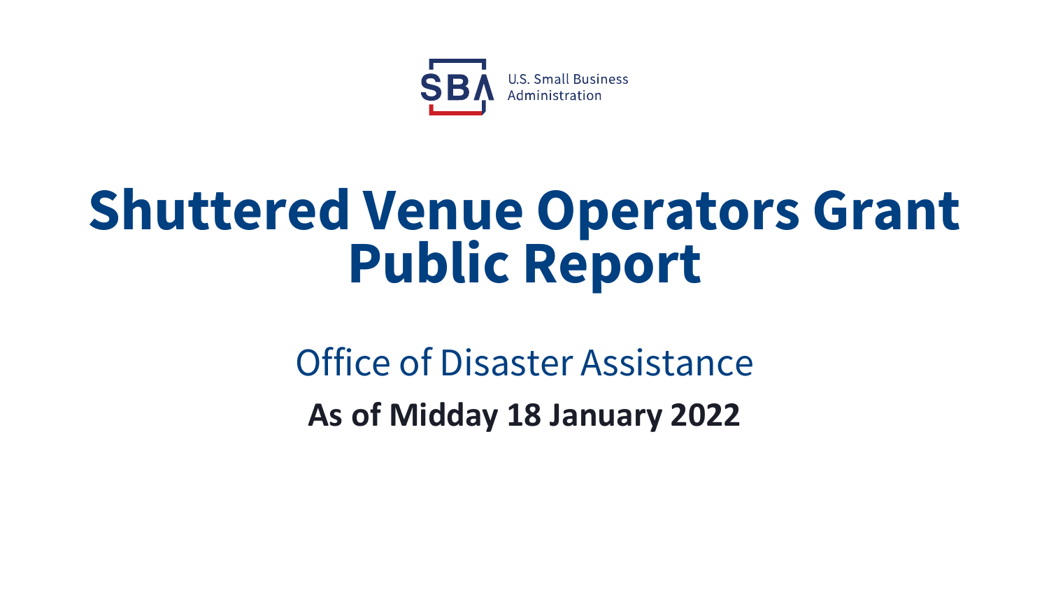U.S. Small Business Administration

# Shuttered Venue Operators Grant Public Report

## Office of Disaster Assistance

**As of Midday 18 January 2022**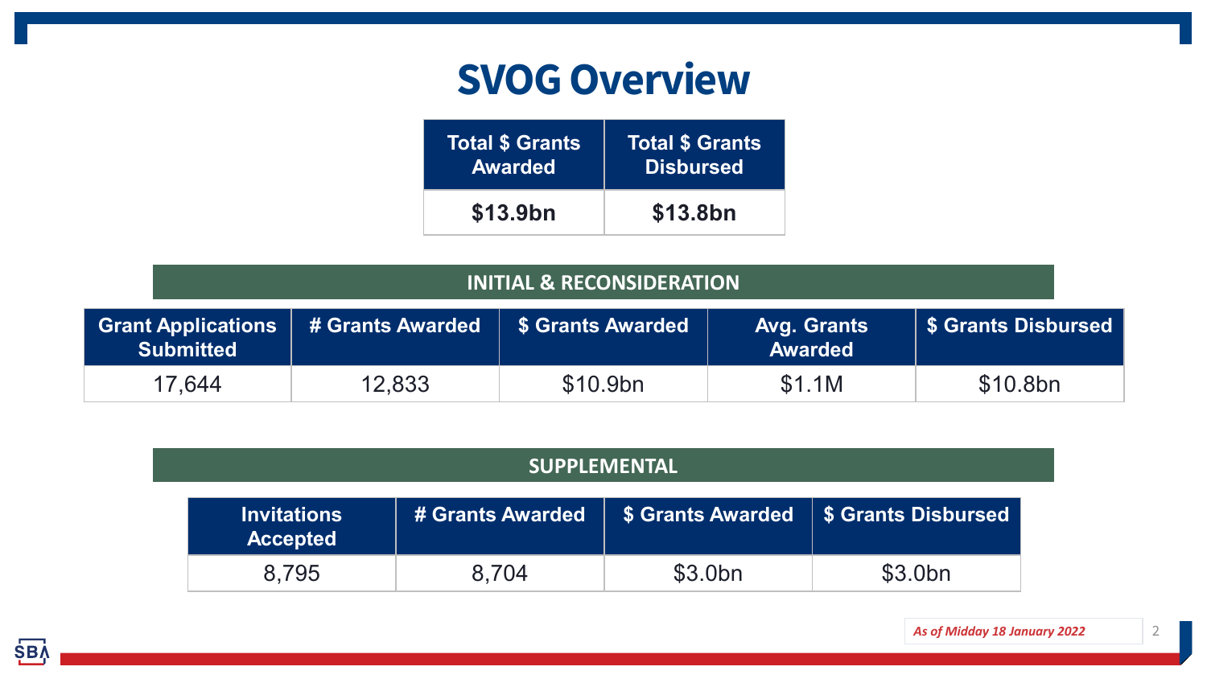# SVOG Overview

| Total $ Grants Awarded | Total $ Grants Disbursed |
|---|---|
| **$13.9bn** | **$13.8bn** |

## INITIAL & RECONSIDERATION

| Grant Applications Submitted | # Grants Awarded | $ Grants Awarded | Avg. Grants Awarded | $ Grants Disbursed |
|---|---|---|---|---|
| 17,644 | 12,833 | $10.9bn | $1.1M | $10.8bn |

## SUPPLEMENTAL

| Invitations Accepted | # Grants Awarded | $ Grants Awarded | $ Grants Disbursed |
|---|---|---|---|
| 8,795 | 8,704 | $3.0bn | $3.0bn |

*As of Midday 18 January 2022*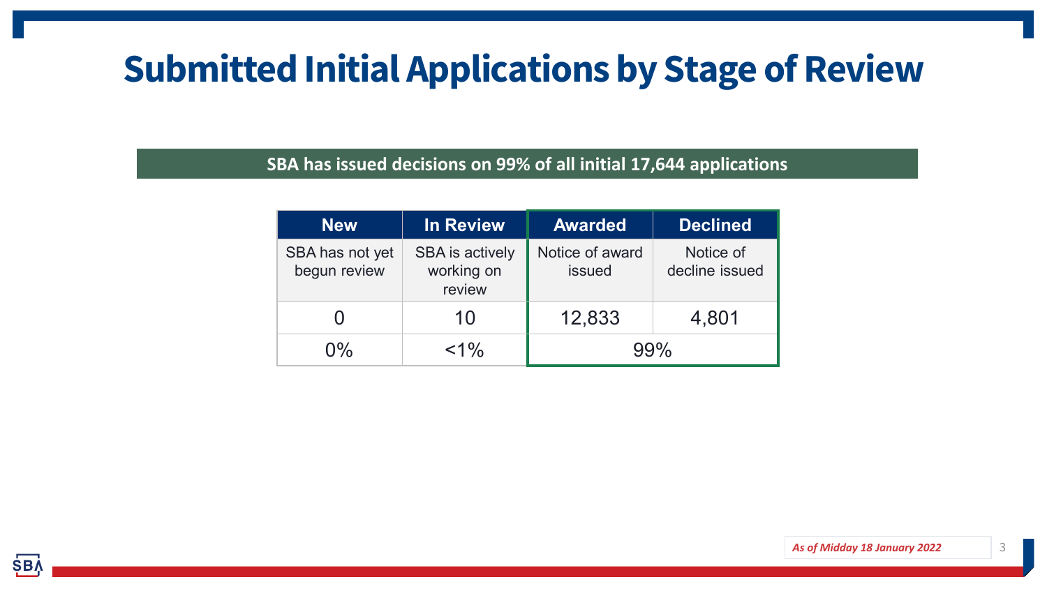# Submitted Initial Applications by Stage of Review

**SBA has issued decisions on 99% of all initial 17,644 applications**

| New | In Review | Awarded | Declined |
|---|---|---|---|
| SBA has not yet begun review | SBA is actively working on review | Notice of award issued | Notice of decline issued |
| 0 | 10 | 12,833 | 4,801 |
| 0% | <1% | 99% | |

*As of Midday 18 January 2022*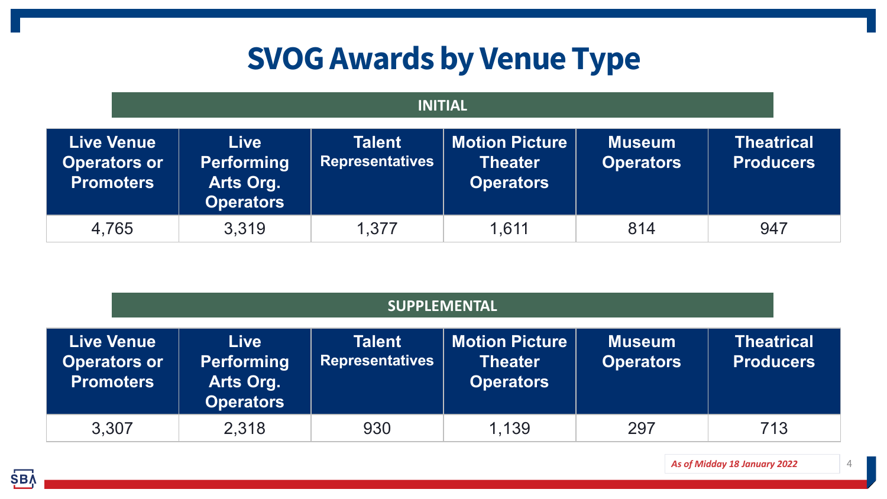# SVOG Awards by Venue Type

**INITIAL**

| Live Venue Operators or Promoters | Live Performing Arts Org. Operators | Talent Representatives | Motion Picture Theater Operators | Museum Operators | Theatrical Producers |
|---|---|---|---|---|---|
| 4,765 | 3,319 | 1,377 | 1,611 | 814 | 947 |

**SUPPLEMENTAL**

| Live Venue Operators or Promoters | Live Performing Arts Org. Operators | Talent Representatives | Motion Picture Theater Operators | Museum Operators | Theatrical Producers |
|---|---|---|---|---|---|
| 3,307 | 2,318 | 930 | 1,139 | 297 | 713 |

*As of Midday 18 January 2022*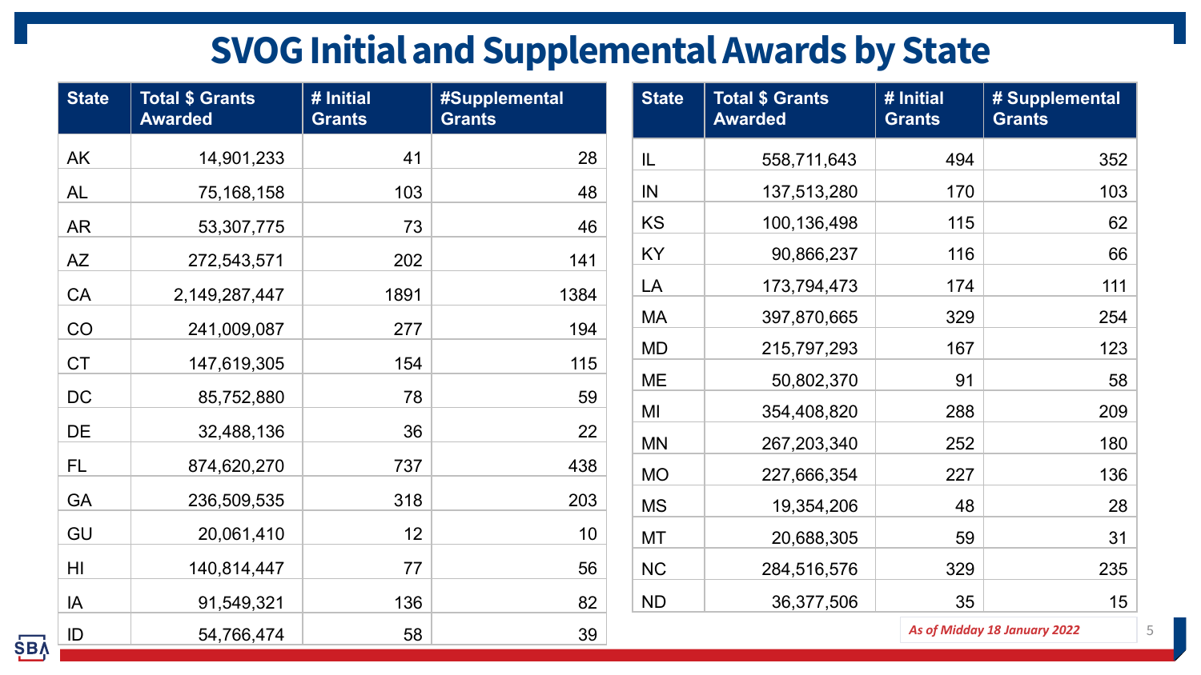# SVOG Initial and Supplemental Awards by State

| State | Total $ Grants Awarded | # Initial Grants | #Supplemental Grants |
|---|---|---|---|
| AK | 14,901,233 | 41 | 28 |
| AL | 75,168,158 | 103 | 48 |
| AR | 53,307,775 | 73 | 46 |
| AZ | 272,543,571 | 202 | 141 |
| CA | 2,149,287,447 | 1891 | 1384 |
| CO | 241,009,087 | 277 | 194 |
| CT | 147,619,305 | 154 | 115 |
| DC | 85,752,880 | 78 | 59 |
| DE | 32,488,136 | 36 | 22 |
| FL | 874,620,270 | 737 | 438 |
| GA | 236,509,535 | 318 | 203 |
| GU | 20,061,410 | 12 | 10 |
| HI | 140,814,447 | 77 | 56 |
| IA | 91,549,321 | 136 | 82 |
| ID | 54,766,474 | 58 | 39 |

| State | Total $ Grants Awarded | # Initial Grants | # Supplemental Grants |
|---|---|---|---|
| IL | 558,711,643 | 494 | 352 |
| IN | 137,513,280 | 170 | 103 |
| KS | 100,136,498 | 115 | 62 |
| KY | 90,866,237 | 116 | 66 |
| LA | 173,794,473 | 174 | 111 |
| MA | 397,870,665 | 329 | 254 |
| MD | 215,797,293 | 167 | 123 |
| ME | 50,802,370 | 91 | 58 |
| MI | 354,408,820 | 288 | 209 |
| MN | 267,203,340 | 252 | 180 |
| MO | 227,666,354 | 227 | 136 |
| MS | 19,354,206 | 48 | 28 |
| MT | 20,688,305 | 59 | 31 |
| NC | 284,516,576 | 329 | 235 |
| ND | 36,377,506 | 35 | 15 |

*As of Midday 18 January 2022*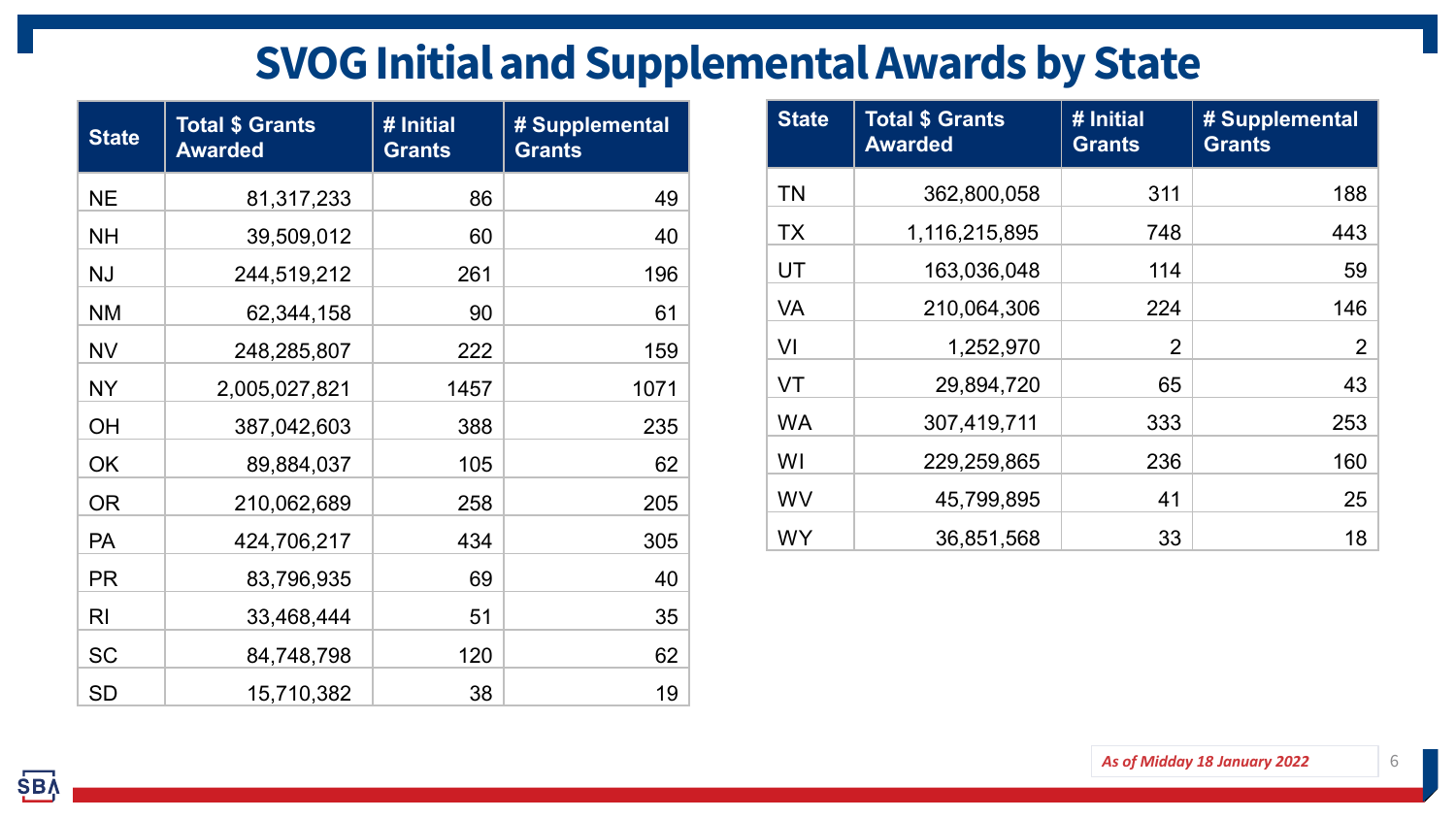# SVOG Initial and Supplemental Awards by State

| State | Total $ Grants Awarded | # Initial Grants | # Supplemental Grants |
|---|---:|---:|---:|
| NE | 81,317,233 | 86 | 49 |
| NH | 39,509,012 | 60 | 40 |
| NJ | 244,519,212 | 261 | 196 |
| NM | 62,344,158 | 90 | 61 |
| NV | 248,285,807 | 222 | 159 |
| NY | 2,005,027,821 | 1457 | 1071 |
| OH | 387,042,603 | 388 | 235 |
| OK | 89,884,037 | 105 | 62 |
| OR | 210,062,689 | 258 | 205 |
| PA | 424,706,217 | 434 | 305 |
| PR | 83,796,935 | 69 | 40 |
| RI | 33,468,444 | 51 | 35 |
| SC | 84,748,798 | 120 | 62 |
| SD | 15,710,382 | 38 | 19 |

| State | Total $ Grants Awarded | # Initial Grants | # Supplemental Grants |
|---|---:|---:|---:|
| TN | 362,800,058 | 311 | 188 |
| TX | 1,116,215,895 | 748 | 443 |
| UT | 163,036,048 | 114 | 59 |
| VA | 210,064,306 | 224 | 146 |
| VI | 1,252,970 | 2 | 2 |
| VT | 29,894,720 | 65 | 43 |
| WA | 307,419,711 | 333 | 253 |
| WI | 229,259,865 | 236 | 160 |
| WV | 45,799,895 | 41 | 25 |
| WY | 36,851,568 | 33 | 18 |

*As of Midday 18 January 2022*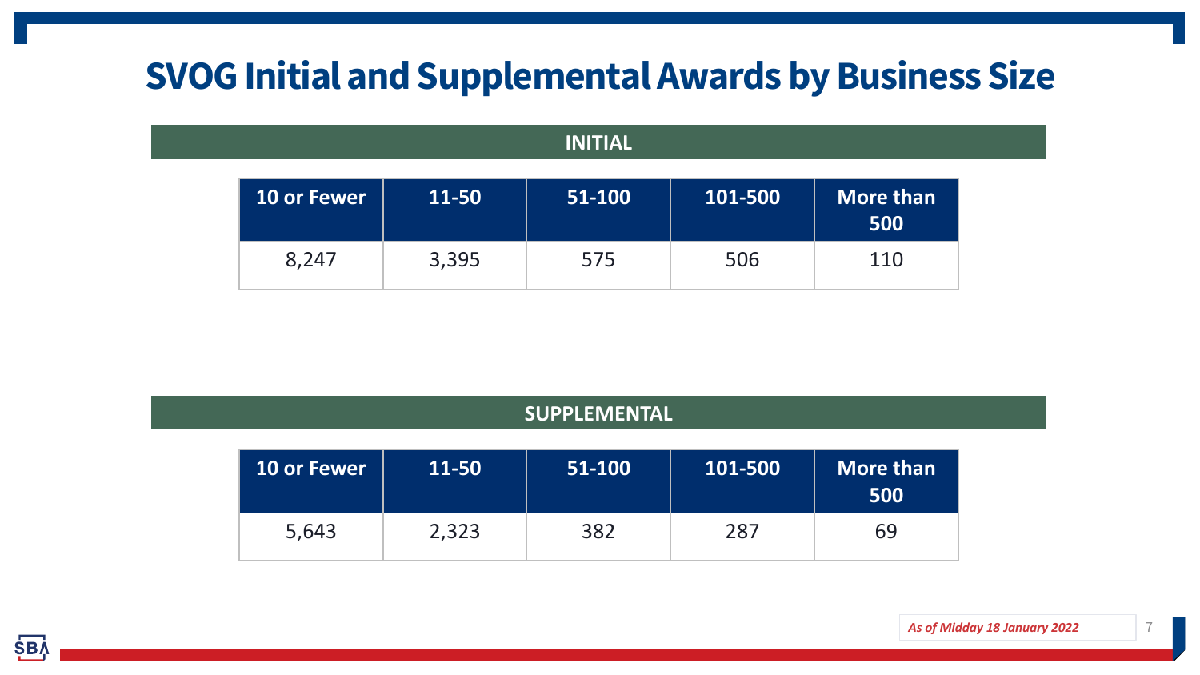# SVOG Initial and Supplemental Awards by Business Size

## INITIAL

| 10 or Fewer | 11-50 | 51-100 | 101-500 | More than 500 |
|---|---|---|---|---|
| 8,247 | 3,395 | 575 | 506 | 110 |

## SUPPLEMENTAL

| 10 or Fewer | 11-50 | 51-100 | 101-500 | More than 500 |
|---|---|---|---|---|
| 5,643 | 2,323 | 382 | 287 | 69 |

***As of Midday 18 January 2022***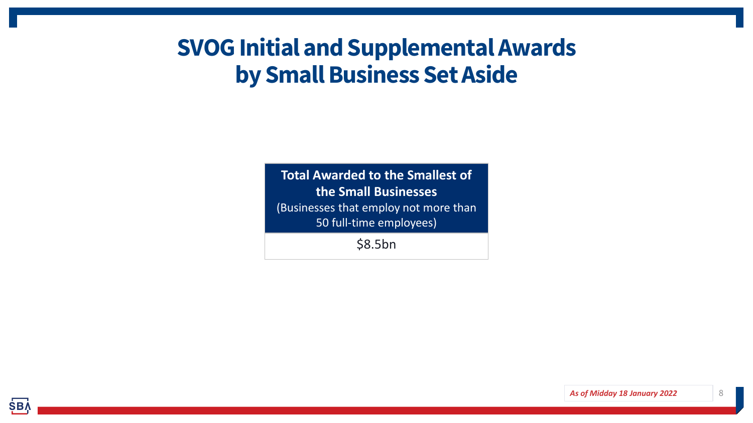# SVOG Initial and Supplemental Awards by Small Business Set Aside

| **Total Awarded to the Smallest of the Small Businesses** (Businesses that employ not more than 50 full-time employees) |
|---|
| $8.5bn |

*As of Midday 18 January 2022*